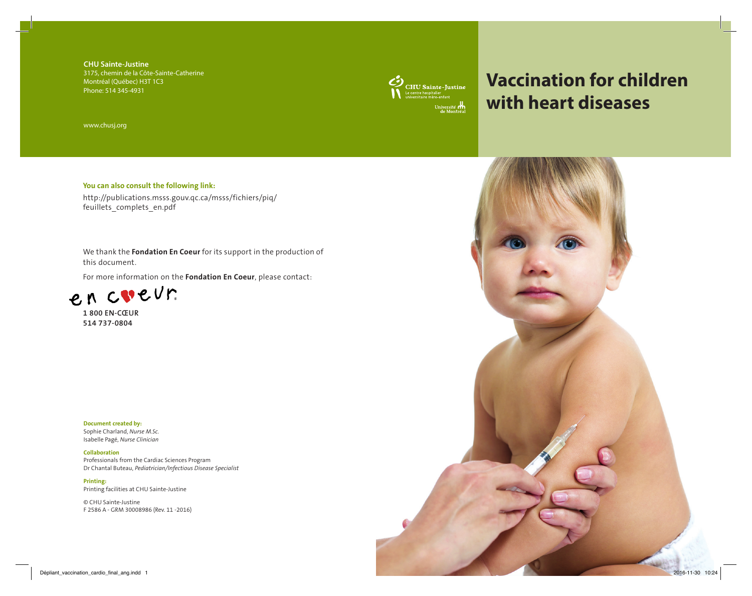# Vaccination for children with heart diseases

**CHU Sainte-Justine**
3175, chemin de la Côte-Sainte-Catherine
Montréal (Québec) H3T 1C3
Phone: 514 345-4931

www.chusj.org

CHU Sainte-Justine
Le centre hospitalier universitaire mère-enfant
Université de Montréal

**You can also consult the following link:**

http://publications.msss.gouv.qc.ca/msss/fichiers/piq/feuillets_complets_en.pdf

We thank the **Fondation En Coeur** for its support in the production of this document.

For more information on the **Fondation En Coeur**, please contact:

en cœur

**1 800 EN-CŒUR**
**514 737-0804**

**Document created by:**
Sophie Charland, *Nurse M.Sc.*
Isabelle Pagé, *Nurse Clinician*

**Collaboration**
Professionals from the Cardiac Sciences Program
Dr Chantal Buteau, *Pediatrician/Infectious Disease Specialist*

**Printing:**
Printing facilities at CHU Sainte-Justine

© CHU Sainte-Justine
F 2586 A - GRM 30008986 (Rev. 11 -2016)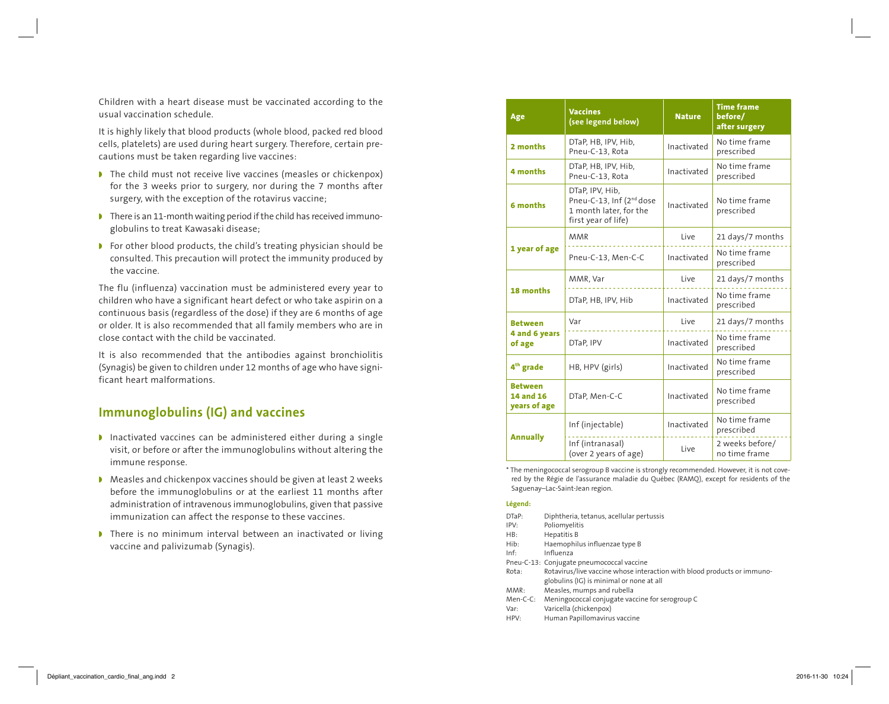Children with a heart disease must be vaccinated according to the usual vaccination schedule.

It is highly likely that blood products (whole blood, packed red blood cells, platelets) are used during heart surgery. Therefore, certain precautions must be taken regarding live vaccines:

- The child must not receive live vaccines (measles or chickenpox) for the 3 weeks prior to surgery, nor during the 7 months after surgery, with the exception of the rotavirus vaccine;
- There is an 11-month waiting period if the child has received immunoglobulins to treat Kawasaki disease;
- For other blood products, the child's treating physician should be consulted. This precaution will protect the immunity produced by the vaccine.

The flu (influenza) vaccination must be administered every year to children who have a significant heart defect or who take aspirin on a continuous basis (regardless of the dose) if they are 6 months of age or older. It is also recommended that all family members who are in close contact with the child be vaccinated.

It is also recommended that the antibodies against bronchiolitis (Synagis) be given to children under 12 months of age who have significant heart malformations.

## Immunoglobulins (IG) and vaccines

- Inactivated vaccines can be administered either during a single visit, or before or after the immunoglobulins without altering the immune response.
- Measles and chickenpox vaccines should be given at least 2 weeks before the immunoglobulins or at the earliest 11 months after administration of intravenous immunoglobulins, given that passive immunization can affect the response to these vaccines.
- There is no minimum interval between an inactivated or living vaccine and palivizumab (Synagis).

| Age | Vaccines (see legend below) | Nature | Time frame before/ after surgery |
|---|---|---|---|
| **2 months** | DTaP, HB, IPV, Hib, Pneu-C-13, Rota | Inactivated | No time frame prescribed |
| **4 months** | DTaP, HB, IPV, Hib, Pneu-C-13, Rota | Inactivated | No time frame prescribed |
| **6 months** | DTaP, IPV, Hib, Pneu-C-13, Inf (2nd dose 1 month later, for the first year of life) | Inactivated | No time frame prescribed |
| **1 year of age** | MMR | Live | 21 days/7 months |
| | Pneu-C-13, Men-C-C | Inactivated | No time frame prescribed |
| **18 months** | MMR, Var | Live | 21 days/7 months |
| | DTaP, HB, IPV, Hib | Inactivated | No time frame prescribed |
| **Between 4 and 6 years of age** | Var | Live | 21 days/7 months |
| | DTaP, IPV | Inactivated | No time frame prescribed |
| **4th grade** | HB, HPV (girls) | Inactivated | No time frame prescribed |
| **Between 14 and 16 years of age** | DTaP, Men-C-C | Inactivated | No time frame prescribed |
| **Annually** | Inf (injectable) | Inactivated | No time frame prescribed |
| | Inf (intranasal) (over 2 years of age) | Live | 2 weeks before/ no time frame |

* The meningococcal serogroup B vaccine is strongly recommended. However, it is not covered by the Régie de l'assurance maladie du Québec (RAMQ), except for residents of the Saguenay–Lac-Saint-Jean region.

**Légend:**

- DTaP: Diphtheria, tetanus, acellular pertussis
- IPV: Poliomyelitis
- HB: Hepatitis B
- Hib: Haemophilus influenzae type B
- Inf: Influenza
- Pneu-C-13: Conjugate pneumococcal vaccine
- Rota: Rotavirus/live vaccine whose interaction with blood products or immunoglobulins (IG) is minimal or none at all
- MMR: Measles, mumps and rubella
- Men-C-C: Meningococcal conjugate vaccine for serogroup C
- Var: Varicella (chickenpox)
- HPV: Human Papillomavirus vaccine